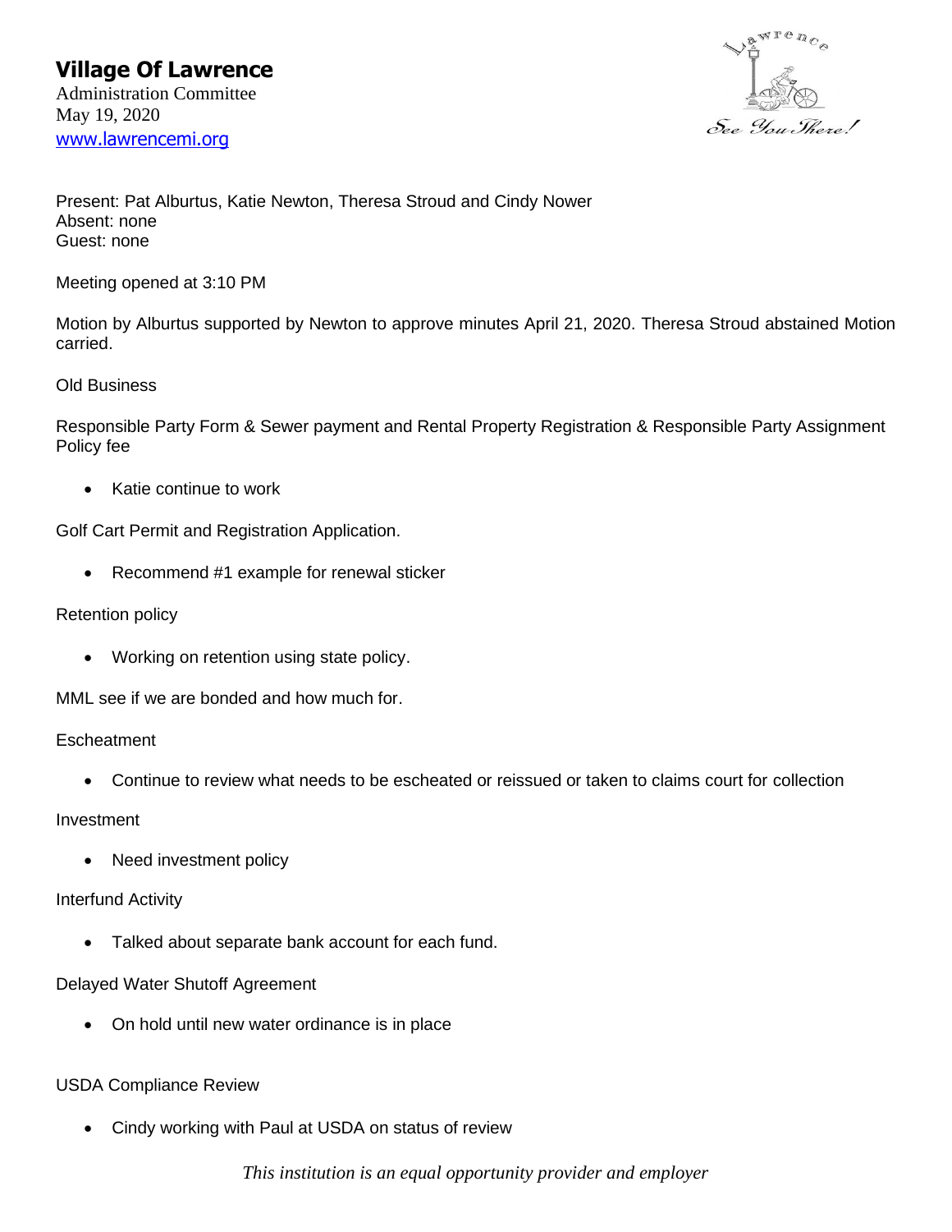# Village Of Lawrence

Administration Committee
May 19, 2020
www.lawrencemi.org

Present: Pat Alburtus, Katie Newton, Theresa Stroud and Cindy Nower
Absent: none
Guest: none

Meeting opened at 3:10 PM

Motion by Alburtus supported by Newton to approve minutes April 21, 2020. Theresa Stroud abstained Motion carried.

Old Business

Responsible Party Form & Sewer payment and Rental Property Registration & Responsible Party Assignment Policy fee

- Katie continue to work

Golf Cart Permit and Registration Application.

- Recommend #1 example for renewal sticker

Retention policy

- Working on retention using state policy.

MML see if we are bonded and how much for.

Escheatment

- Continue to review what needs to be escheated or reissued or taken to claims court for collection

Investment

- Need investment policy

Interfund Activity

- Talked about separate bank account for each fund.

Delayed Water Shutoff Agreement

- On hold until new water ordinance is in place

USDA Compliance Review

- Cindy working with Paul at USDA on status of review

*This institution is an equal opportunity provider and employer*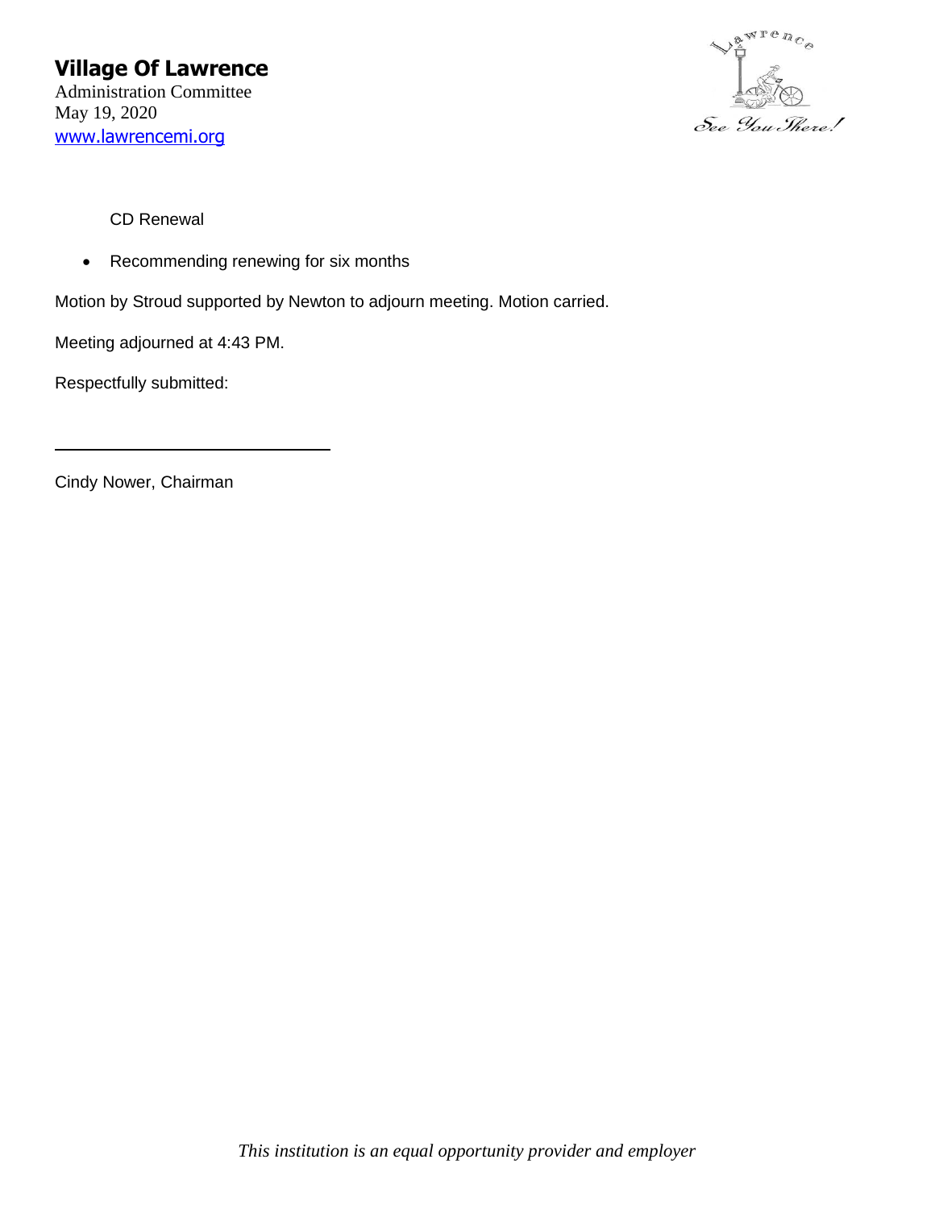CD Renewal

- Recommending renewing for six months

Motion by Stroud supported by Newton to adjourn meeting. Motion carried.

Meeting adjourned at 4:43 PM.

Respectfully submitted:

Cindy Nower, Chairman